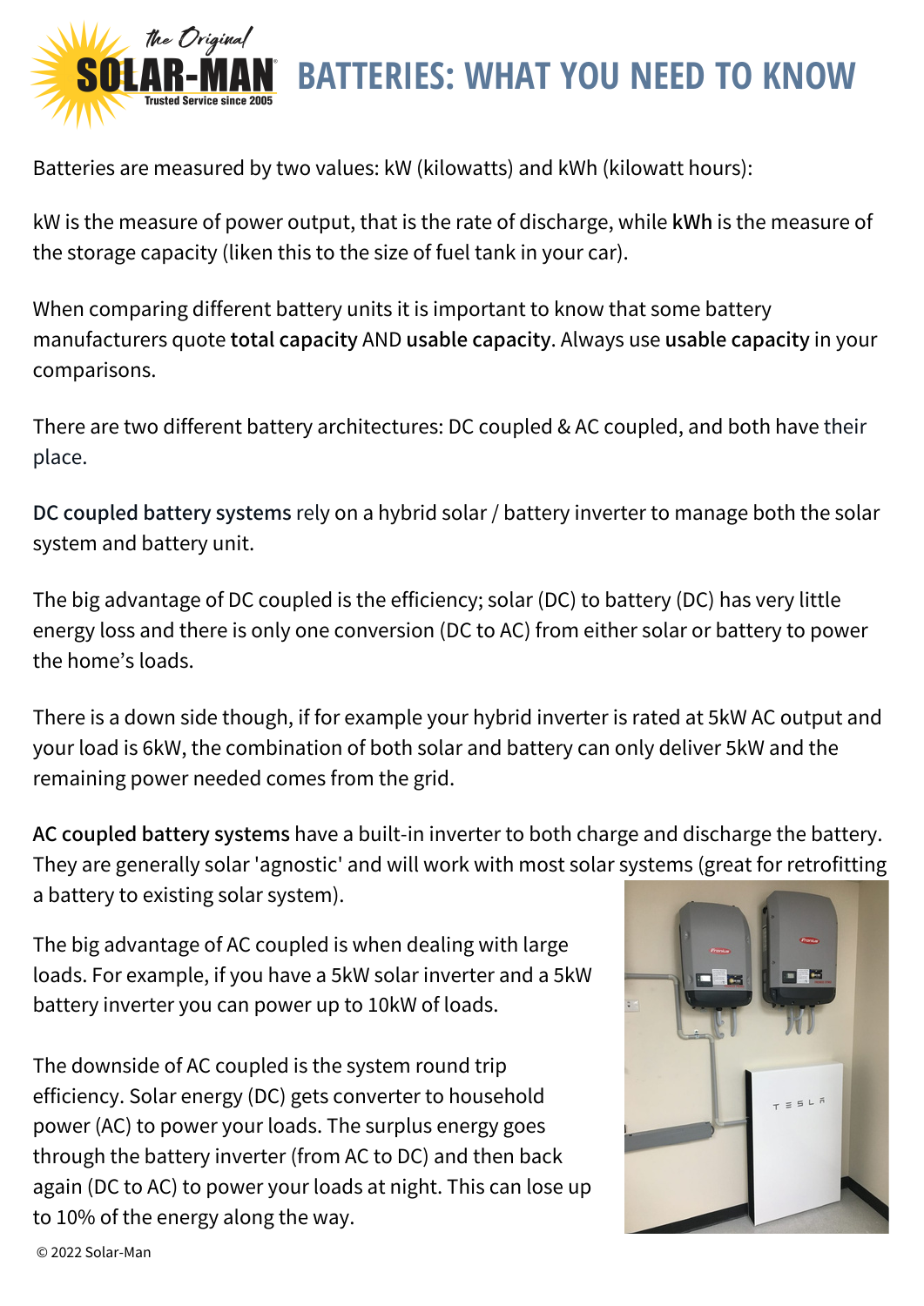# BATTERIES: WHAT YOU NEED TO KNOW

Batteries are measured by two values: kW (kilowatts) and kWh (kilowatt hours):

kW is the measure of power output, that is the rate of discharge, while **kWh** is the measure of the storage capacity (liken this to the size of fuel tank in your car).

When comparing different battery units it is important to know that some battery manufacturers quote **total capacity** AND **usable capacity**. Always use **usable capacity** in your comparisons.

There are two different battery architectures: DC coupled & AC coupled, and both have their place.

**DC coupled battery systems** rely on a hybrid solar / battery inverter to manage both the solar system and battery unit.

The big advantage of DC coupled is the efficiency; solar (DC) to battery (DC) has very little energy loss and there is only one conversion (DC to AC) from either solar or battery to power the home's loads.

There is a down side though, if for example your hybrid inverter is rated at 5kW AC output and your load is 6kW, the combination of both solar and battery can only deliver 5kW and the remaining power needed comes from the grid.

**AC coupled battery systems** have a built-in inverter to both charge and discharge the battery. They are generally solar 'agnostic' and will work with most solar systems (great for retrofitting a battery to existing solar system).

The big advantage of AC coupled is when dealing with large loads. For example, if you have a 5kW solar inverter and a 5kW battery inverter you can power up to 10kW of loads.

The downside of AC coupled is the system round trip efficiency. Solar energy (DC) gets converter to household power (AC) to power your loads. The surplus energy goes through the battery inverter (from AC to DC) and then back again (DC to AC) to power your loads at night. This can lose up to 10% of the energy along the way.

© 2022 Solar-Man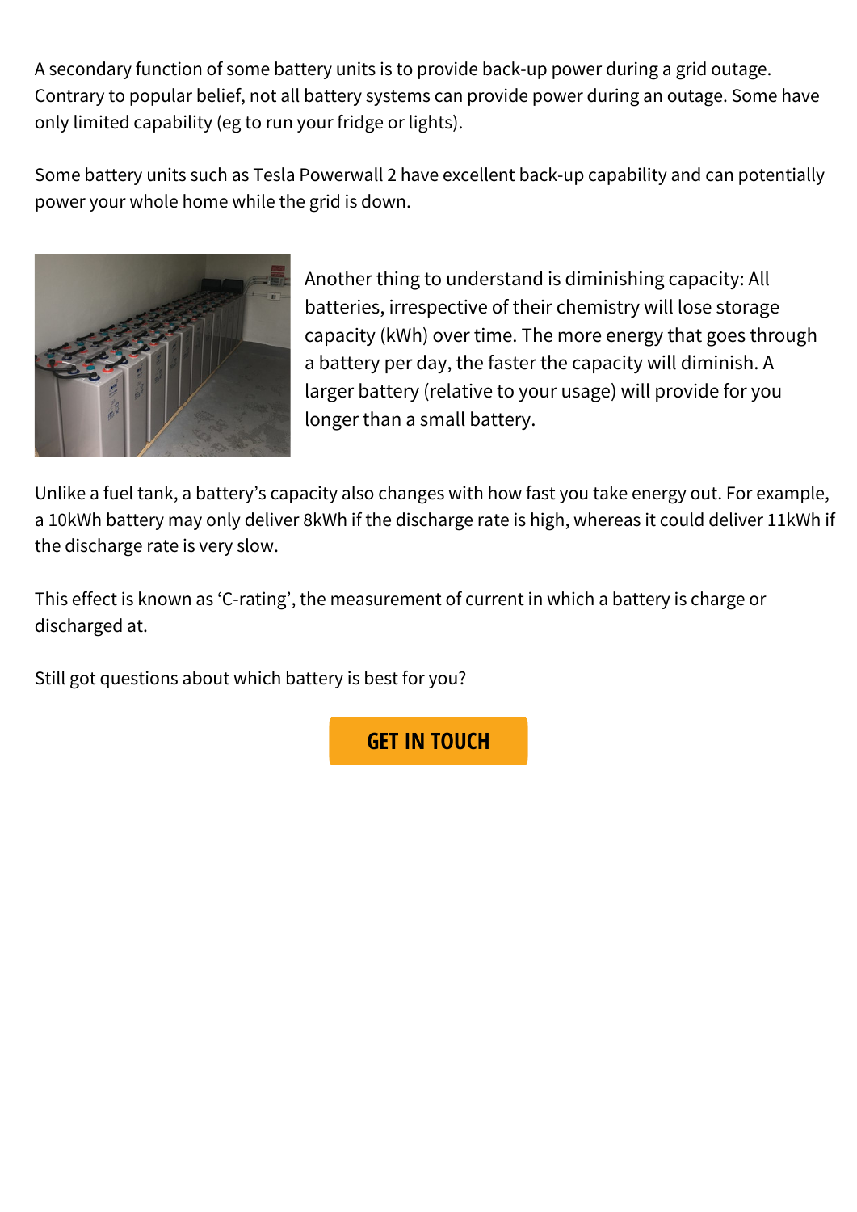A secondary function of some battery units is to provide back-up power during a grid outage. Contrary to popular belief, not all battery systems can provide power during an outage. Some have only limited capability (eg to run your fridge or lights).

Some battery units such as Tesla Powerwall 2 have excellent back-up capability and can potentially power your whole home while the grid is down.

Another thing to understand is diminishing capacity: All batteries, irrespective of their chemistry will lose storage capacity (kWh) over time. The more energy that goes through a battery per day, the faster the capacity will diminish. A larger battery (relative to your usage) will provide for you longer than a small battery.

Unlike a fuel tank, a battery's capacity also changes with how fast you take energy out. For example, a 10kWh battery may only deliver 8kWh if the discharge rate is high, whereas it could deliver 11kWh if the discharge rate is very slow.

This effect is known as 'C-rating', the measurement of current in which a battery is charge or discharged at.

Still got questions about which battery is best for you?

**GET IN TOUCH**